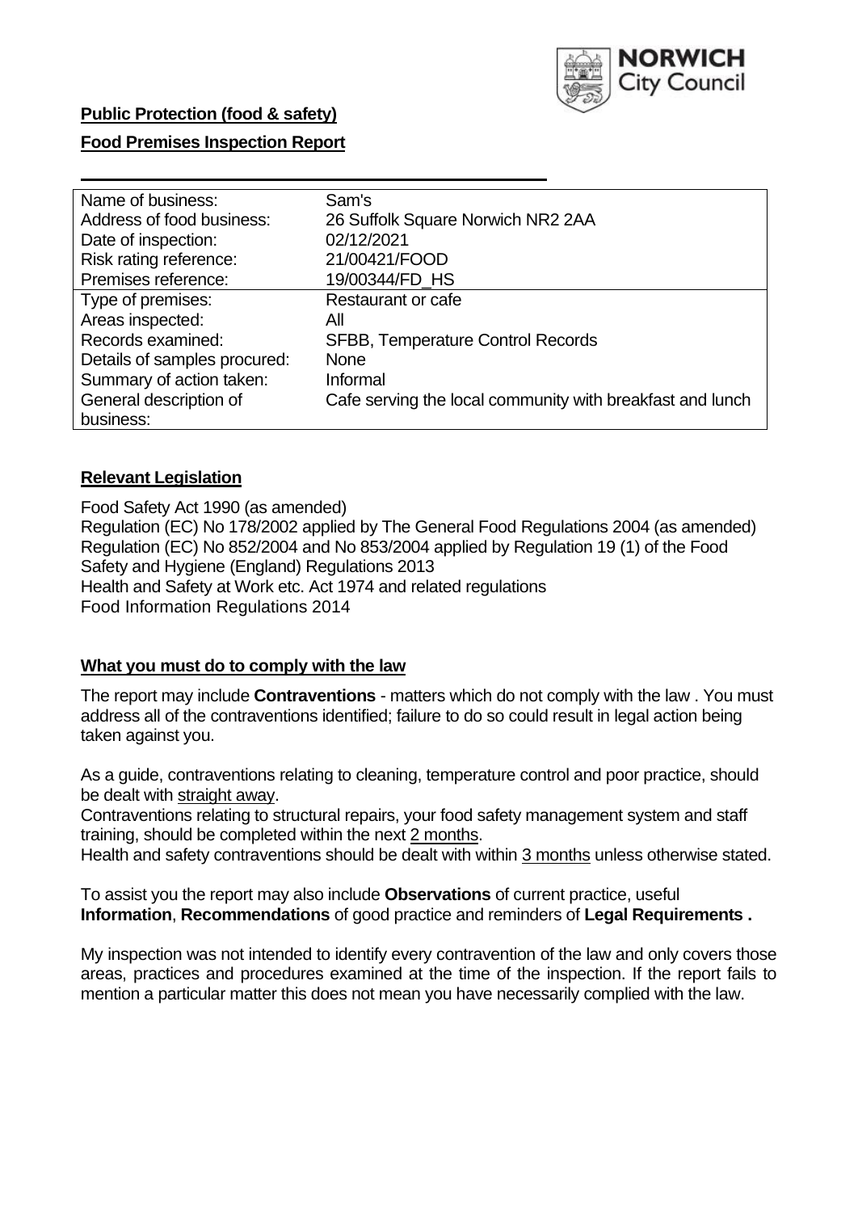**Public Protection (food & safety)**

**Food Premises Inspection Report**

| | |
|---|---|
| Name of business: | Sam's |
| Address of food business: | 26 Suffolk Square Norwich NR2 2AA |
| Date of inspection: | 02/12/2021 |
| Risk rating reference: | 21/00421/FOOD |
| Premises reference: | 19/00344/FD_HS |
| Type of premises: | Restaurant or cafe |
| Areas inspected: | All |
| Records examined: | SFBB, Temperature Control Records |
| Details of samples procured: | None |
| Summary of action taken: | Informal |
| General description of business: | Cafe serving the local community with breakfast and lunch |

## Relevant Legislation

Food Safety Act 1990 (as amended)
Regulation (EC) No 178/2002 applied by The General Food Regulations 2004 (as amended)
Regulation (EC) No 852/2004 and No 853/2004 applied by Regulation 19 (1) of the Food Safety and Hygiene (England) Regulations 2013
Health and Safety at Work etc. Act 1974 and related regulations
Food Information Regulations 2014

## What you must do to comply with the law

The report may include **Contraventions** - matters which do not comply with the law . You must address all of the contraventions identified; failure to do so could result in legal action being taken against you.

As a guide, contraventions relating to cleaning, temperature control and poor practice, should be dealt with straight away.
Contraventions relating to structural repairs, your food safety management system and staff training, should be completed within the next 2 months.
Health and safety contraventions should be dealt with within 3 months unless otherwise stated.

To assist you the report may also include **Observations** of current practice, useful **Information**, **Recommendations** of good practice and reminders of **Legal Requirements .**

My inspection was not intended to identify every contravention of the law and only covers those areas, practices and procedures examined at the time of the inspection. If the report fails to mention a particular matter this does not mean you have necessarily complied with the law.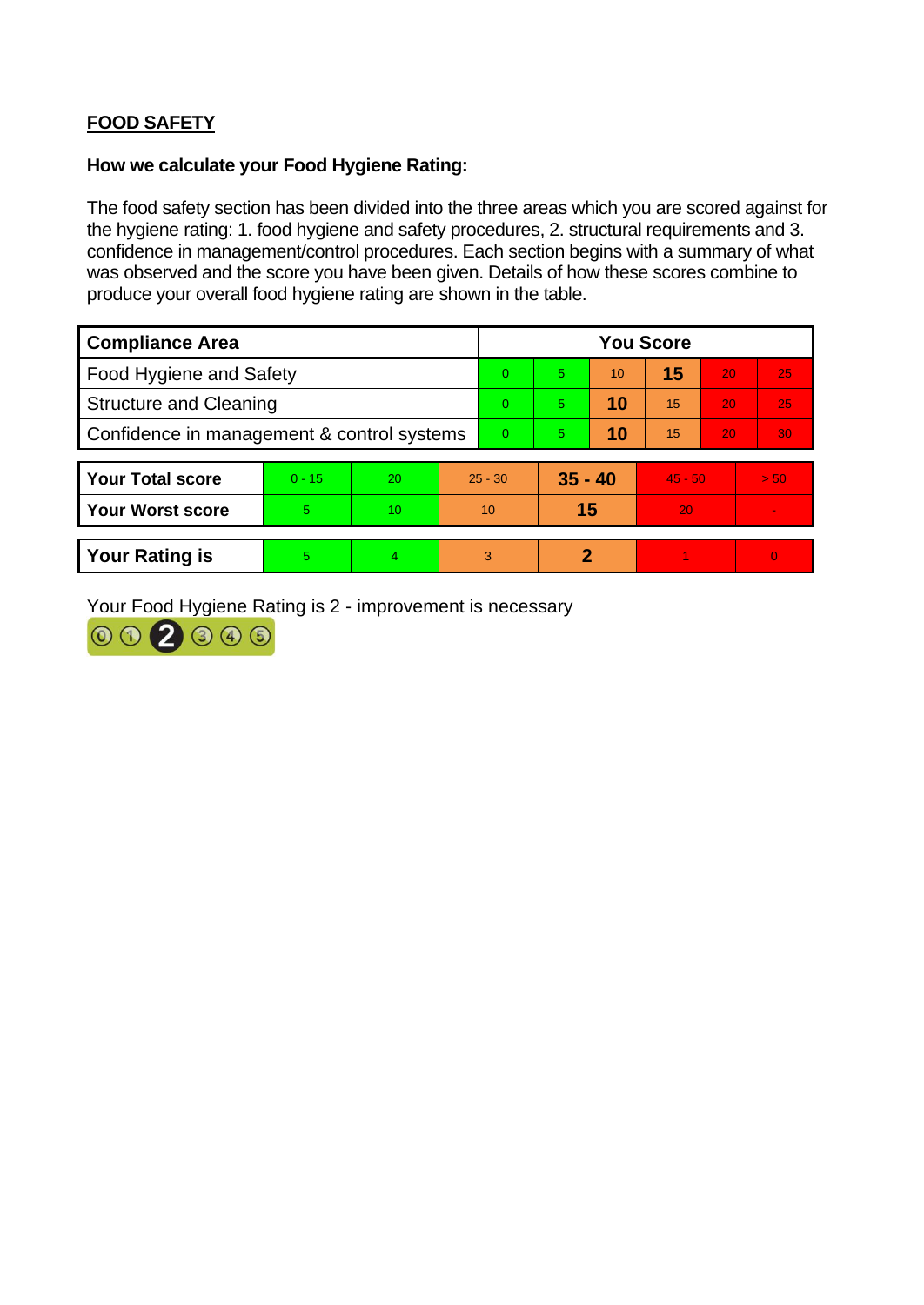## FOOD SAFETY

**How we calculate your Food Hygiene Rating:**

The food safety section has been divided into the three areas which you are scored against for the hygiene rating: 1. food hygiene and safety procedures, 2. structural requirements and 3. confidence in management/control procedures. Each section begins with a summary of what was observed and the score you have been given. Details of how these scores combine to produce your overall food hygiene rating are shown in the table.

| Compliance Area | You Score | | | | | |
|---|---|---|---|---|---|---|
| Food Hygiene and Safety | 0 | 5 | 10 | **15** | 20 | 25 |
| Structure and Cleaning | 0 | 5 | **10** | 15 | 20 | 25 |
| Confidence in management & control systems | 0 | 5 | **10** | 15 | 20 | 30 |

| | | | | | | |
|---|---|---|---|---|---|---|
| **Your Total score** | 0 - 15 | 20 | 25 - 30 | **35 - 40** | 45 - 50 | > 50 |
| **Your Worst score** | 5 | 10 | 10 | **15** | 20 | - |
| **Your Rating is** | 5 | 4 | 3 | **2** | 1 | 0 |

Your Food Hygiene Rating is 2 - improvement is necessary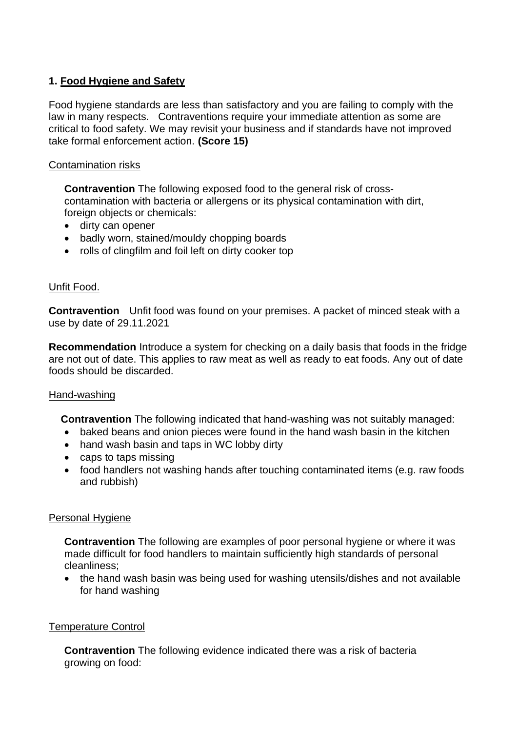## 1. Food Hygiene and Safety

Food hygiene standards are less than satisfactory and you are failing to comply with the law in many respects. Contraventions require your immediate attention as some are critical to food safety. We may revisit your business and if standards have not improved take formal enforcement action. **(Score 15)**

Contamination risks

**Contravention** The following exposed food to the general risk of cross-contamination with bacteria or allergens or its physical contamination with dirt, foreign objects or chemicals:

- dirty can opener
- badly worn, stained/mouldy chopping boards
- rolls of clingfilm and foil left on dirty cooker top

Unfit Food.

**Contravention** Unfit food was found on your premises. A packet of minced steak with a use by date of 29.11.2021

**Recommendation** Introduce a system for checking on a daily basis that foods in the fridge are not out of date. This applies to raw meat as well as ready to eat foods. Any out of date foods should be discarded.

Hand-washing

**Contravention** The following indicated that hand-washing was not suitably managed:

- baked beans and onion pieces were found in the hand wash basin in the kitchen
- hand wash basin and taps in WC lobby dirty
- caps to taps missing
- food handlers not washing hands after touching contaminated items (e.g. raw foods and rubbish)

Personal Hygiene

**Contravention** The following are examples of poor personal hygiene or where it was made difficult for food handlers to maintain sufficiently high standards of personal cleanliness;

- the hand wash basin was being used for washing utensils/dishes and not available for hand washing

Temperature Control

**Contravention** The following evidence indicated there was a risk of bacteria growing on food: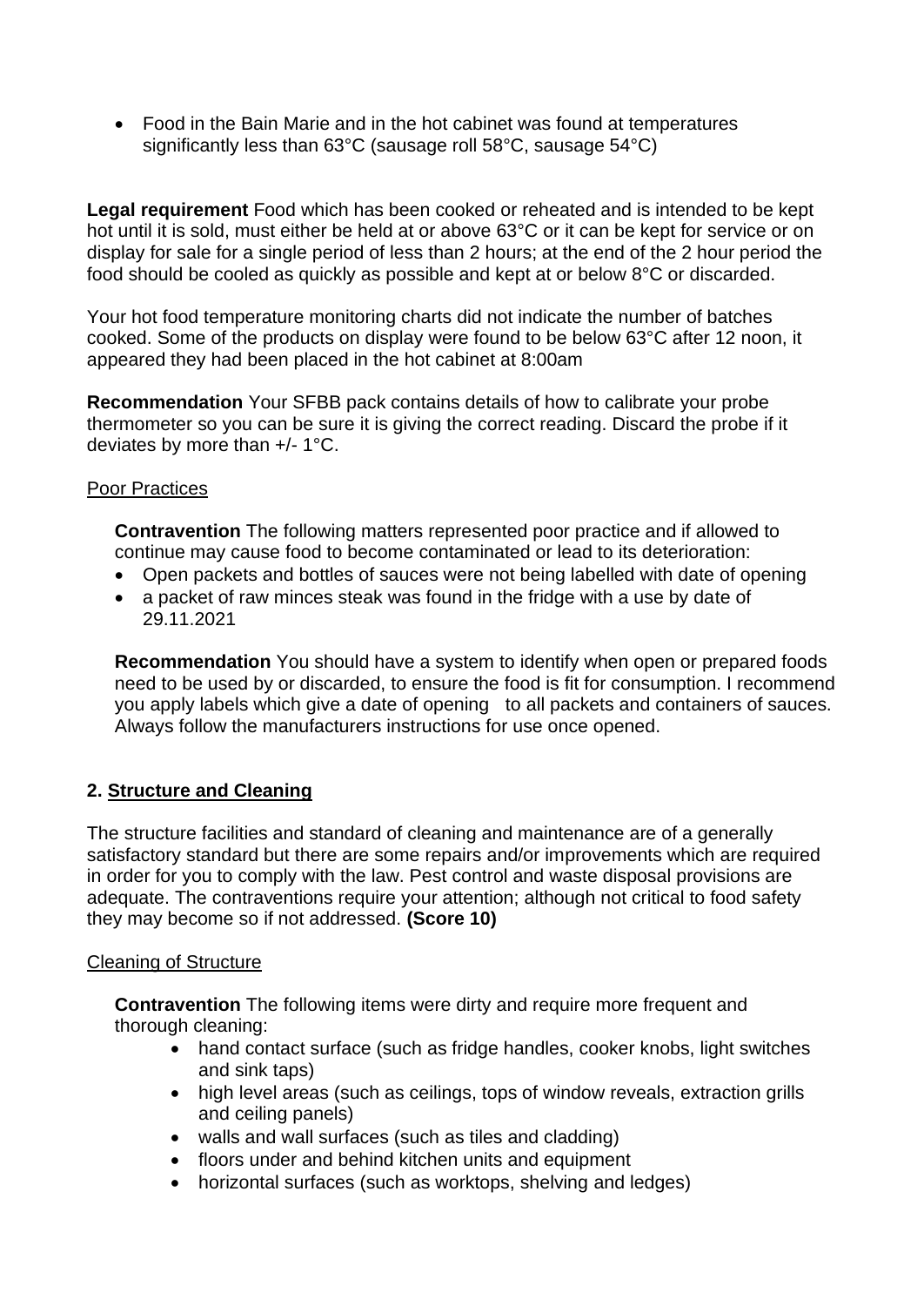- Food in the Bain Marie and in the hot cabinet was found at temperatures significantly less than 63°C (sausage roll 58°C, sausage 54°C)

**Legal requirement** Food which has been cooked or reheated and is intended to be kept hot until it is sold, must either be held at or above 63°C or it can be kept for service or on display for sale for a single period of less than 2 hours; at the end of the 2 hour period the food should be cooled as quickly as possible and kept at or below 8°C or discarded.

Your hot food temperature monitoring charts did not indicate the number of batches cooked. Some of the products on display were found to be below 63°C after 12 noon, it appeared they had been placed in the hot cabinet at 8:00am

**Recommendation** Your SFBB pack contains details of how to calibrate your probe thermometer so you can be sure it is giving the correct reading. Discard the probe if it deviates by more than +/- 1°C.

<u>Poor Practices</u>

**Contravention** The following matters represented poor practice and if allowed to continue may cause food to become contaminated or lead to its deterioration:

- Open packets and bottles of sauces were not being labelled with date of opening
- a packet of raw minces steak was found in the fridge with a use by date of 29.11.2021

**Recommendation** You should have a system to identify when open or prepared foods need to be used by or discarded, to ensure the food is fit for consumption. I recommend you apply labels which give a date of opening to all packets and containers of sauces. Always follow the manufacturers instructions for use once opened.

## 2. Structure and Cleaning

The structure facilities and standard of cleaning and maintenance are of a generally satisfactory standard but there are some repairs and/or improvements which are required in order for you to comply with the law. Pest control and waste disposal provisions are adequate. The contraventions require your attention; although not critical to food safety they may become so if not addressed. **(Score 10)**

<u>Cleaning of Structure</u>

**Contravention** The following items were dirty and require more frequent and thorough cleaning:

- hand contact surface (such as fridge handles, cooker knobs, light switches and sink taps)
- high level areas (such as ceilings, tops of window reveals, extraction grills and ceiling panels)
- walls and wall surfaces (such as tiles and cladding)
- floors under and behind kitchen units and equipment
- horizontal surfaces (such as worktops, shelving and ledges)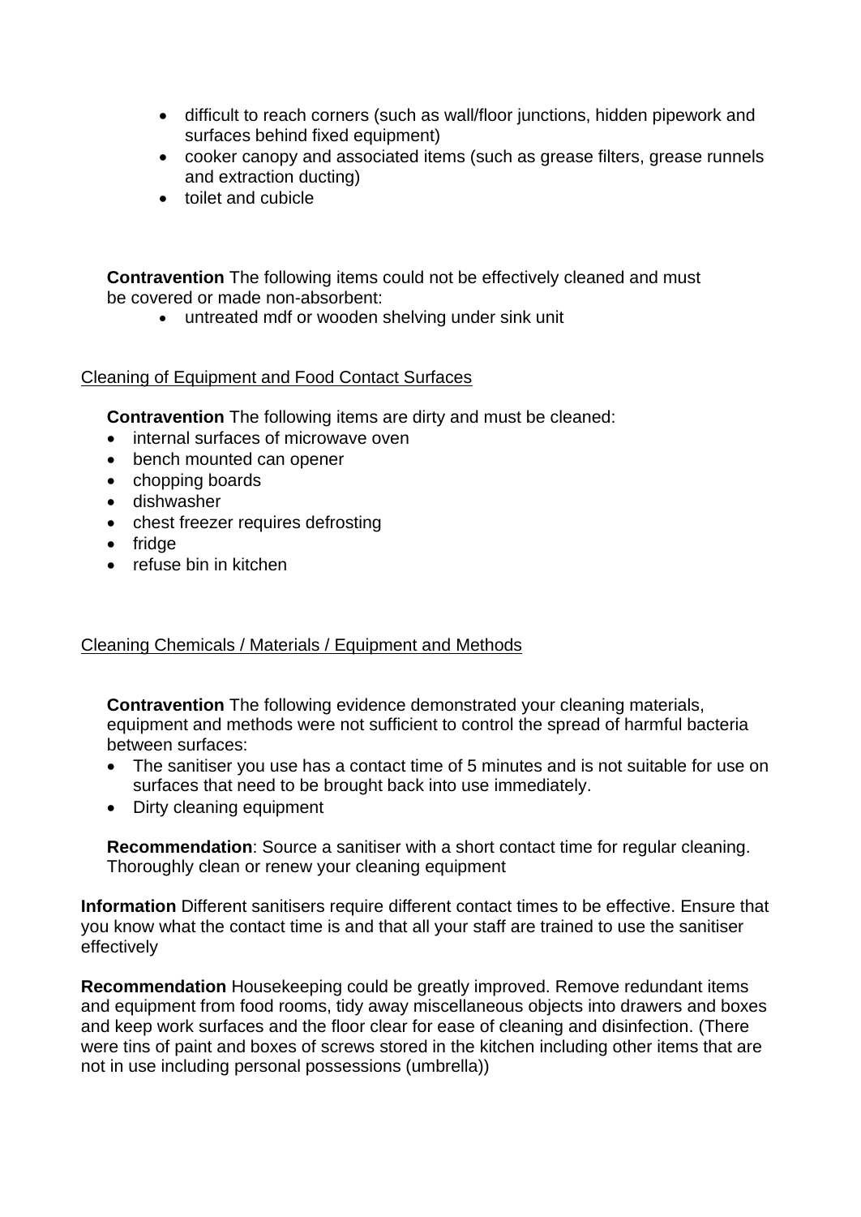- difficult to reach corners (such as wall/floor junctions, hidden pipework and surfaces behind fixed equipment)
- cooker canopy and associated items (such as grease filters, grease runnels and extraction ducting)
- toilet and cubicle

**Contravention** The following items could not be effectively cleaned and must be covered or made non-absorbent:

- untreated mdf or wooden shelving under sink unit

Cleaning of Equipment and Food Contact Surfaces

**Contravention** The following items are dirty and must be cleaned:

- internal surfaces of microwave oven
- bench mounted can opener
- chopping boards
- dishwasher
- chest freezer requires defrosting
- fridge
- refuse bin in kitchen

Cleaning Chemicals / Materials / Equipment and Methods

**Contravention** The following evidence demonstrated your cleaning materials, equipment and methods were not sufficient to control the spread of harmful bacteria between surfaces:

- The sanitiser you use has a contact time of 5 minutes and is not suitable for use on surfaces that need to be brought back into use immediately.
- Dirty cleaning equipment

**Recommendation**: Source a sanitiser with a short contact time for regular cleaning. Thoroughly clean or renew your cleaning equipment

**Information** Different sanitisers require different contact times to be effective. Ensure that you know what the contact time is and that all your staff are trained to use the sanitiser effectively

**Recommendation** Housekeeping could be greatly improved. Remove redundant items and equipment from food rooms, tidy away miscellaneous objects into drawers and boxes and keep work surfaces and the floor clear for ease of cleaning and disinfection. (There were tins of paint and boxes of screws stored in the kitchen including other items that are not in use including personal possessions (umbrella))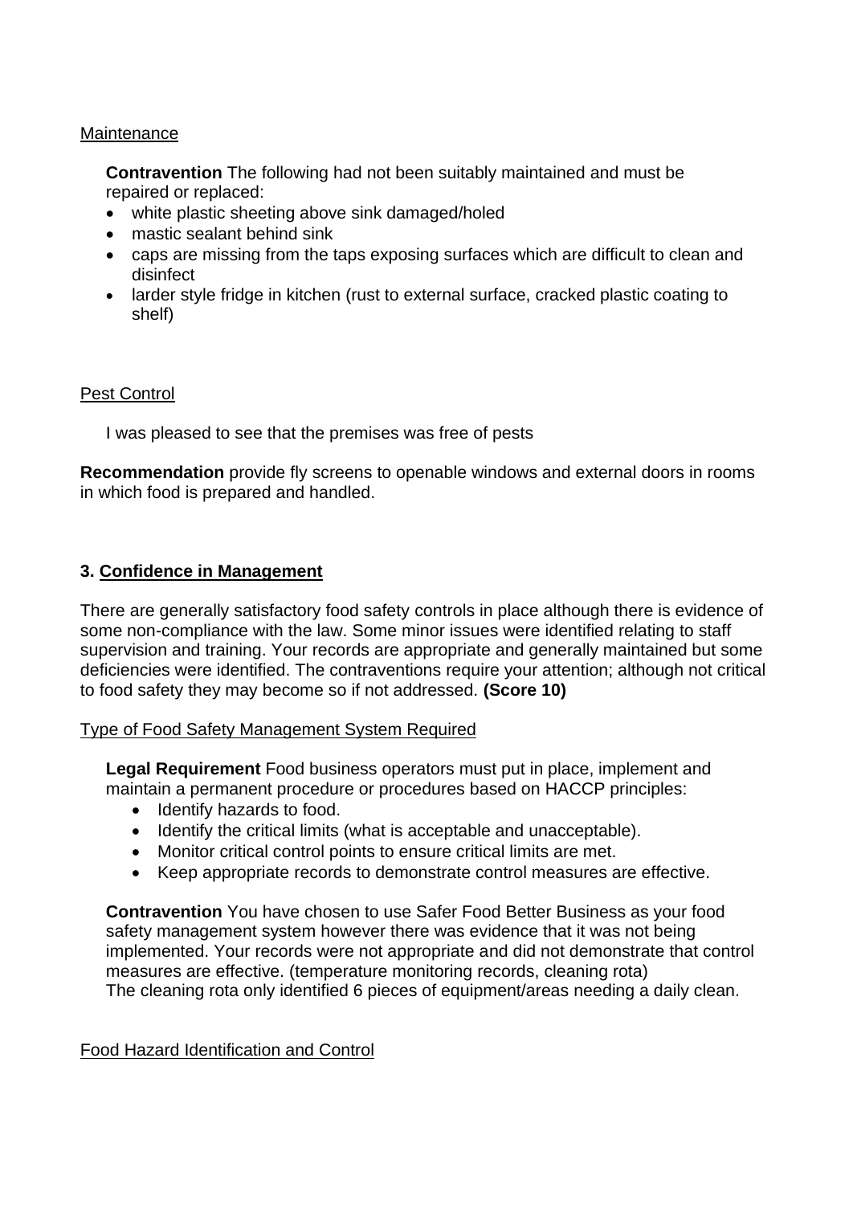Maintenance

**Contravention** The following had not been suitably maintained and must be repaired or replaced:

- white plastic sheeting above sink damaged/holed
- mastic sealant behind sink
- caps are missing from the taps exposing surfaces which are difficult to clean and disinfect
- larder style fridge in kitchen (rust to external surface, cracked plastic coating to shelf)

Pest Control

I was pleased to see that the premises was free of pests

**Recommendation** provide fly screens to openable windows and external doors in rooms in which food is prepared and handled.

## 3. Confidence in Management

There are generally satisfactory food safety controls in place although there is evidence of some non-compliance with the law. Some minor issues were identified relating to staff supervision and training. Your records are appropriate and generally maintained but some deficiencies were identified. The contraventions require your attention; although not critical to food safety they may become so if not addressed. **(Score 10)**

Type of Food Safety Management System Required

**Legal Requirement** Food business operators must put in place, implement and maintain a permanent procedure or procedures based on HACCP principles:

- Identify hazards to food.
- Identify the critical limits (what is acceptable and unacceptable).
- Monitor critical control points to ensure critical limits are met.
- Keep appropriate records to demonstrate control measures are effective.

**Contravention** You have chosen to use Safer Food Better Business as your food safety management system however there was evidence that it was not being implemented. Your records were not appropriate and did not demonstrate that control measures are effective. (temperature monitoring records, cleaning rota)
The cleaning rota only identified 6 pieces of equipment/areas needing a daily clean.

Food Hazard Identification and Control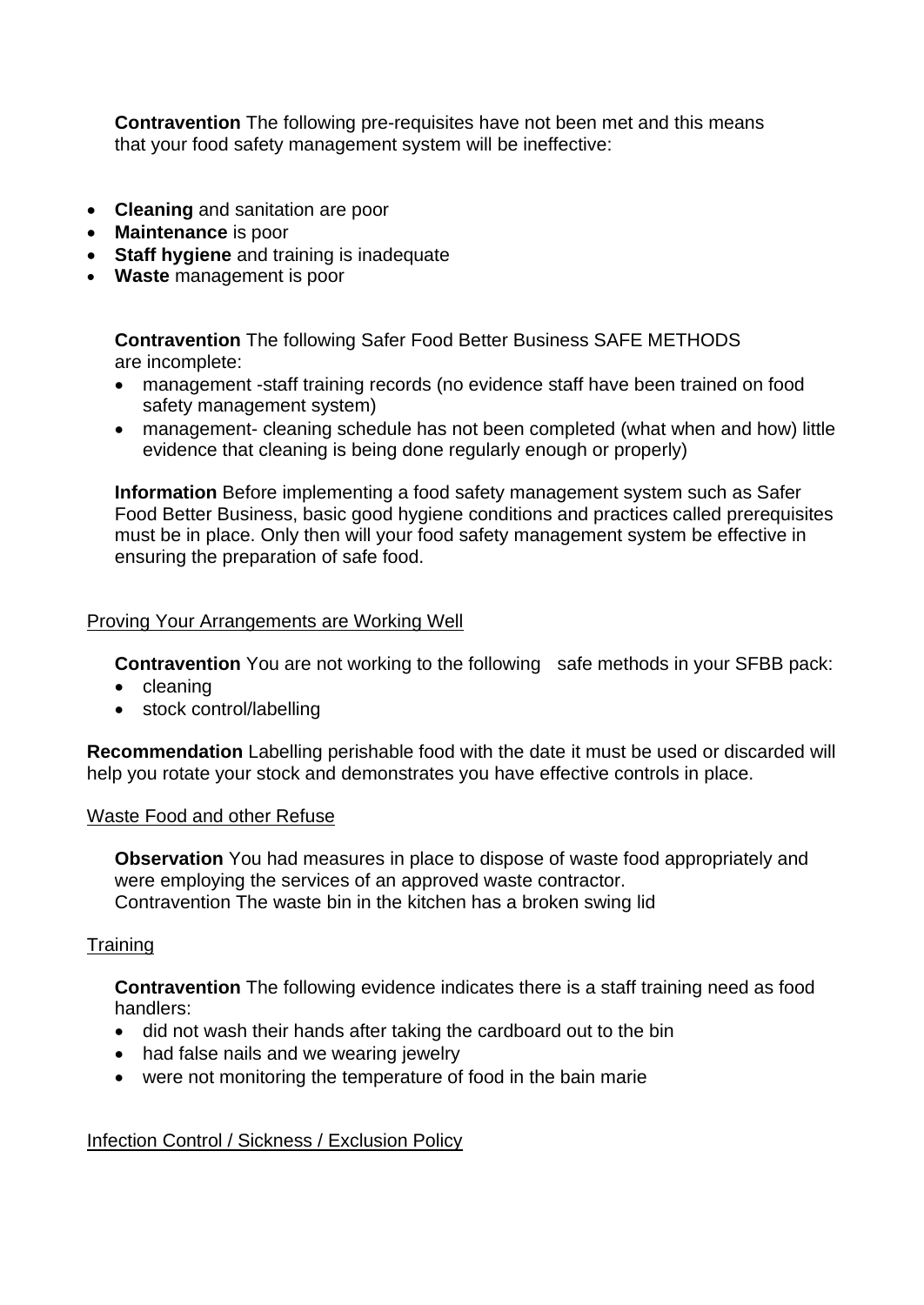**Contravention** The following pre-requisites have not been met and this means that your food safety management system will be ineffective:

- **Cleaning** and sanitation are poor
- **Maintenance** is poor
- **Staff hygiene** and training is inadequate
- **Waste** management is poor

**Contravention** The following Safer Food Better Business SAFE METHODS are incomplete:

- management -staff training records (no evidence staff have been trained on food safety management system)
- management- cleaning schedule has not been completed (what when and how) little evidence that cleaning is being done regularly enough or properly)

**Information** Before implementing a food safety management system such as Safer Food Better Business, basic good hygiene conditions and practices called prerequisites must be in place. Only then will your food safety management system be effective in ensuring the preparation of safe food.

Proving Your Arrangements are Working Well

**Contravention** You are not working to the following safe methods in your SFBB pack:

- cleaning
- stock control/labelling

**Recommendation** Labelling perishable food with the date it must be used or discarded will help you rotate your stock and demonstrates you have effective controls in place.

Waste Food and other Refuse

**Observation** You had measures in place to dispose of waste food appropriately and were employing the services of an approved waste contractor.
Contravention The waste bin in the kitchen has a broken swing lid

Training

**Contravention** The following evidence indicates there is a staff training need as food handlers:

- did not wash their hands after taking the cardboard out to the bin
- had false nails and we wearing jewelry
- were not monitoring the temperature of food in the bain marie

Infection Control / Sickness / Exclusion Policy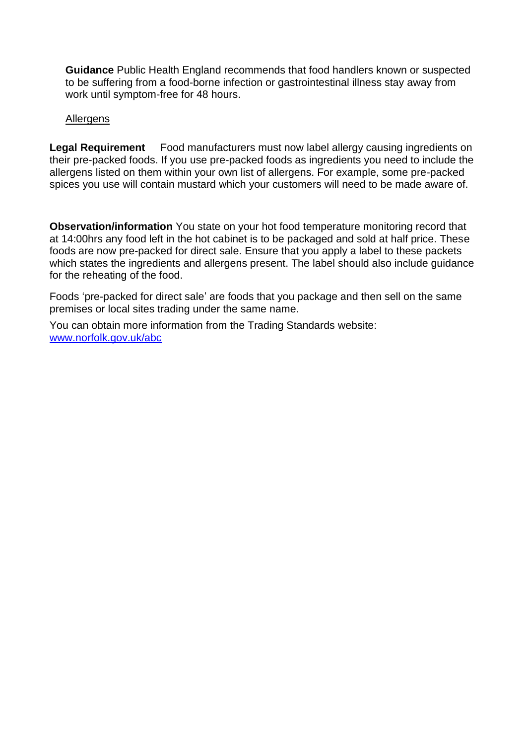**Guidance** Public Health England recommends that food handlers known or suspected to be suffering from a food-borne infection or gastrointestinal illness stay away from work until symptom-free for 48 hours.

Allergens

**Legal Requirement** Food manufacturers must now label allergy causing ingredients on their pre-packed foods. If you use pre-packed foods as ingredients you need to include the allergens listed on them within your own list of allergens. For example, some pre-packed spices you use will contain mustard which your customers will need to be made aware of.

**Observation/information** You state on your hot food temperature monitoring record that at 14:00hrs any food left in the hot cabinet is to be packaged and sold at half price. These foods are now pre-packed for direct sale. Ensure that you apply a label to these packets which states the ingredients and allergens present. The label should also include guidance for the reheating of the food.

Foods 'pre-packed for direct sale' are foods that you package and then sell on the same premises or local sites trading under the same name.

You can obtain more information from the Trading Standards website: [www.norfolk.gov.uk/abc](www.norfolk.gov.uk/abc)